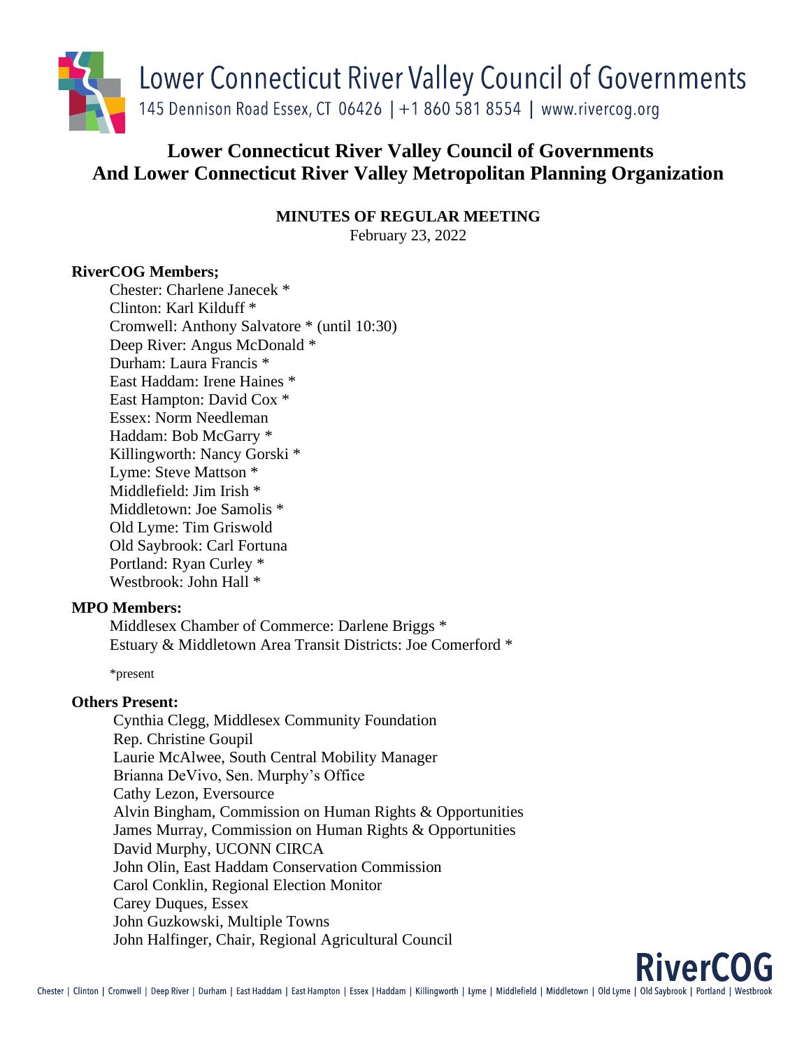Lower Connecticut River Valley Council of Governments
145 Dennison Road Essex, CT 06426 | +1 860 581 8554 | www.rivercog.org

# Lower Connecticut River Valley Council of Governments And Lower Connecticut River Valley Metropolitan Planning Organization

**MINUTES OF REGULAR MEETING**
February 23, 2022

**RiverCOG Members;**

Chester: Charlene Janecek *
Clinton: Karl Kilduff *
Cromwell: Anthony Salvatore * (until 10:30)
Deep River: Angus McDonald *
Durham: Laura Francis *
East Haddam: Irene Haines *
East Hampton: David Cox *
Essex: Norm Needleman
Haddam: Bob McGarry *
Killingworth: Nancy Gorski *
Lyme: Steve Mattson *
Middlefield: Jim Irish *
Middletown: Joe Samolis *
Old Lyme: Tim Griswold
Old Saybrook: Carl Fortuna
Portland: Ryan Curley *
Westbrook: John Hall *

**MPO Members:**

Middlesex Chamber of Commerce: Darlene Briggs *
Estuary & Middletown Area Transit Districts: Joe Comerford *

*present

**Others Present:**

Cynthia Clegg, Middlesex Community Foundation
Rep. Christine Goupil
Laurie McAlwee, South Central Mobility Manager
Brianna DeVivo, Sen. Murphy's Office
Cathy Lezon, Eversource
Alvin Bingham, Commission on Human Rights & Opportunities
James Murray, Commission on Human Rights & Opportunities
David Murphy, UCONN CIRCA
John Olin, East Haddam Conservation Commission
Carol Conklin, Regional Election Monitor
Carey Duques, Essex
John Guzkowski, Multiple Towns
John Halfinger, Chair, Regional Agricultural Council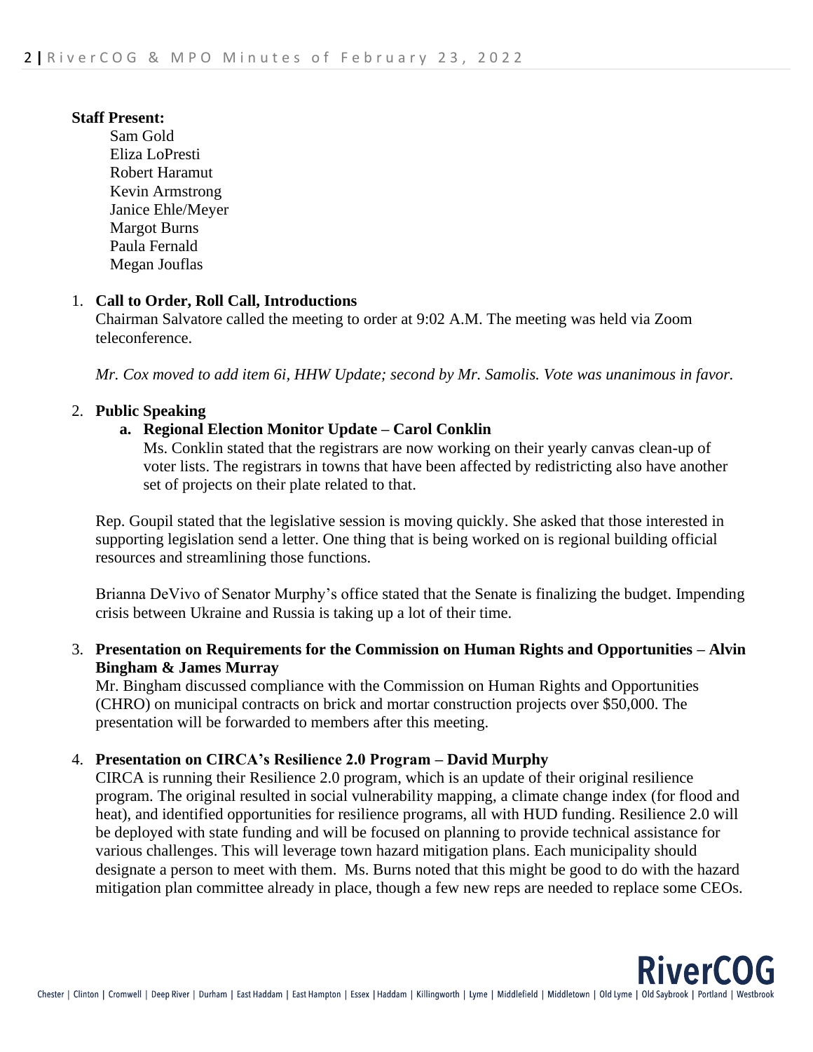**Staff Present:**

Sam Gold
Eliza LoPresti
Robert Haramut
Kevin Armstrong
Janice Ehle/Meyer
Margot Burns
Paula Fernald
Megan Jouflas

1. **Call to Order, Roll Call, Introductions**

   Chairman Salvatore called the meeting to order at 9:02 A.M. The meeting was held via Zoom teleconference.

   *Mr. Cox moved to add item 6i, HHW Update; second by Mr. Samolis. Vote was unanimous in favor.*

2. **Public Speaking**

   a. **Regional Election Monitor Update – Carol Conklin**

      Ms. Conklin stated that the registrars are now working on their yearly canvas clean-up of voter lists. The registrars in towns that have been affected by redistricting also have another set of projects on their plate related to that.

   Rep. Goupil stated that the legislative session is moving quickly. She asked that those interested in supporting legislation send a letter. One thing that is being worked on is regional building official resources and streamlining those functions.

   Brianna DeVivo of Senator Murphy's office stated that the Senate is finalizing the budget. Impending crisis between Ukraine and Russia is taking up a lot of their time.

3. **Presentation on Requirements for the Commission on Human Rights and Opportunities – Alvin Bingham & James Murray**

   Mr. Bingham discussed compliance with the Commission on Human Rights and Opportunities (CHRO) on municipal contracts on brick and mortar construction projects over $50,000. The presentation will be forwarded to members after this meeting.

4. **Presentation on CIRCA's Resilience 2.0 Program – David Murphy**

   CIRCA is running their Resilience 2.0 program, which is an update of their original resilience program. The original resulted in social vulnerability mapping, a climate change index (for flood and heat), and identified opportunities for resilience programs, all with HUD funding. Resilience 2.0 will be deployed with state funding and will be focused on planning to provide technical assistance for various challenges. This will leverage town hazard mitigation plans. Each municipality should designate a person to meet with them. Ms. Burns noted that this might be good to do with the hazard mitigation plan committee already in place, though a few new reps are needed to replace some CEOs.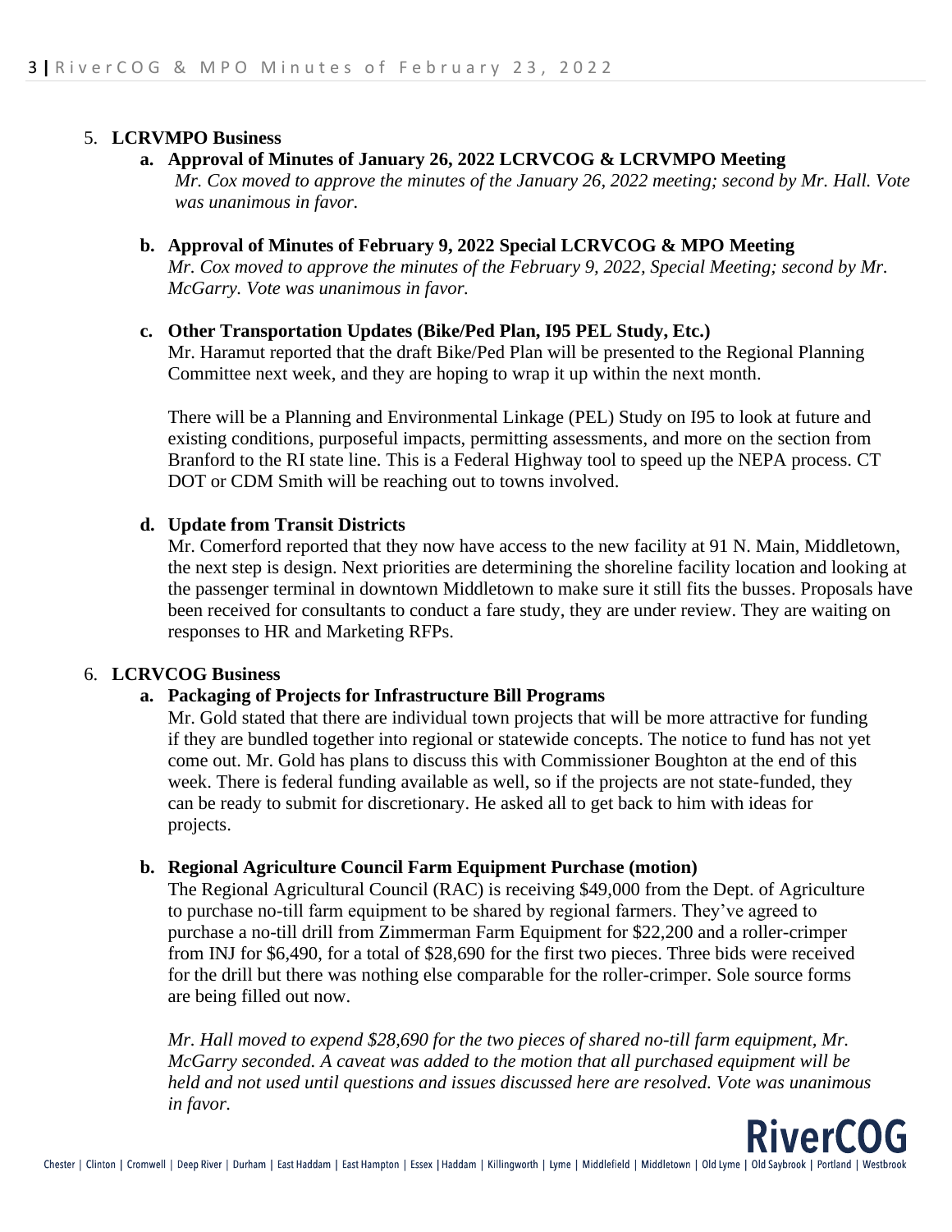5. **LCRVMPO Business**

   **a. Approval of Minutes of January 26, 2022 LCRVCOG & LCRVMPO Meeting**

   *Mr. Cox moved to approve the minutes of the January 26, 2022 meeting; second by Mr. Hall. Vote was unanimous in favor.*

   **b. Approval of Minutes of February 9, 2022 Special LCRVCOG & MPO Meeting**

   *Mr. Cox moved to approve the minutes of the February 9, 2022, Special Meeting; second by Mr. McGarry. Vote was unanimous in favor.*

   **c. Other Transportation Updates (Bike/Ped Plan, I95 PEL Study, Etc.)**

   Mr. Haramut reported that the draft Bike/Ped Plan will be presented to the Regional Planning Committee next week, and they are hoping to wrap it up within the next month.

   There will be a Planning and Environmental Linkage (PEL) Study on I95 to look at future and existing conditions, purposeful impacts, permitting assessments, and more on the section from Branford to the RI state line. This is a Federal Highway tool to speed up the NEPA process. CT DOT or CDM Smith will be reaching out to towns involved.

   **d. Update from Transit Districts**

   Mr. Comerford reported that they now have access to the new facility at 91 N. Main, Middletown, the next step is design. Next priorities are determining the shoreline facility location and looking at the passenger terminal in downtown Middletown to make sure it still fits the busses. Proposals have been received for consultants to conduct a fare study, they are under review. They are waiting on responses to HR and Marketing RFPs.

6. **LCRVCOG Business**

   **a. Packaging of Projects for Infrastructure Bill Programs**

   Mr. Gold stated that there are individual town projects that will be more attractive for funding if they are bundled together into regional or statewide concepts. The notice to fund has not yet come out. Mr. Gold has plans to discuss this with Commissioner Boughton at the end of this week. There is federal funding available as well, so if the projects are not state-funded, they can be ready to submit for discretionary. He asked all to get back to him with ideas for projects.

   **b. Regional Agriculture Council Farm Equipment Purchase (motion)**

   The Regional Agricultural Council (RAC) is receiving $49,000 from the Dept. of Agriculture to purchase no-till farm equipment to be shared by regional farmers. They've agreed to purchase a no-till drill from Zimmerman Farm Equipment for $22,200 and a roller-crimper from INJ for $6,490, for a total of $28,690 for the first two pieces. Three bids were received for the drill but there was nothing else comparable for the roller-crimper. Sole source forms are being filled out now.

   *Mr. Hall moved to expend $28,690 for the two pieces of shared no-till farm equipment, Mr. McGarry seconded. A caveat was added to the motion that all purchased equipment will be held and not used until questions and issues discussed here are resolved. Vote was unanimous in favor.*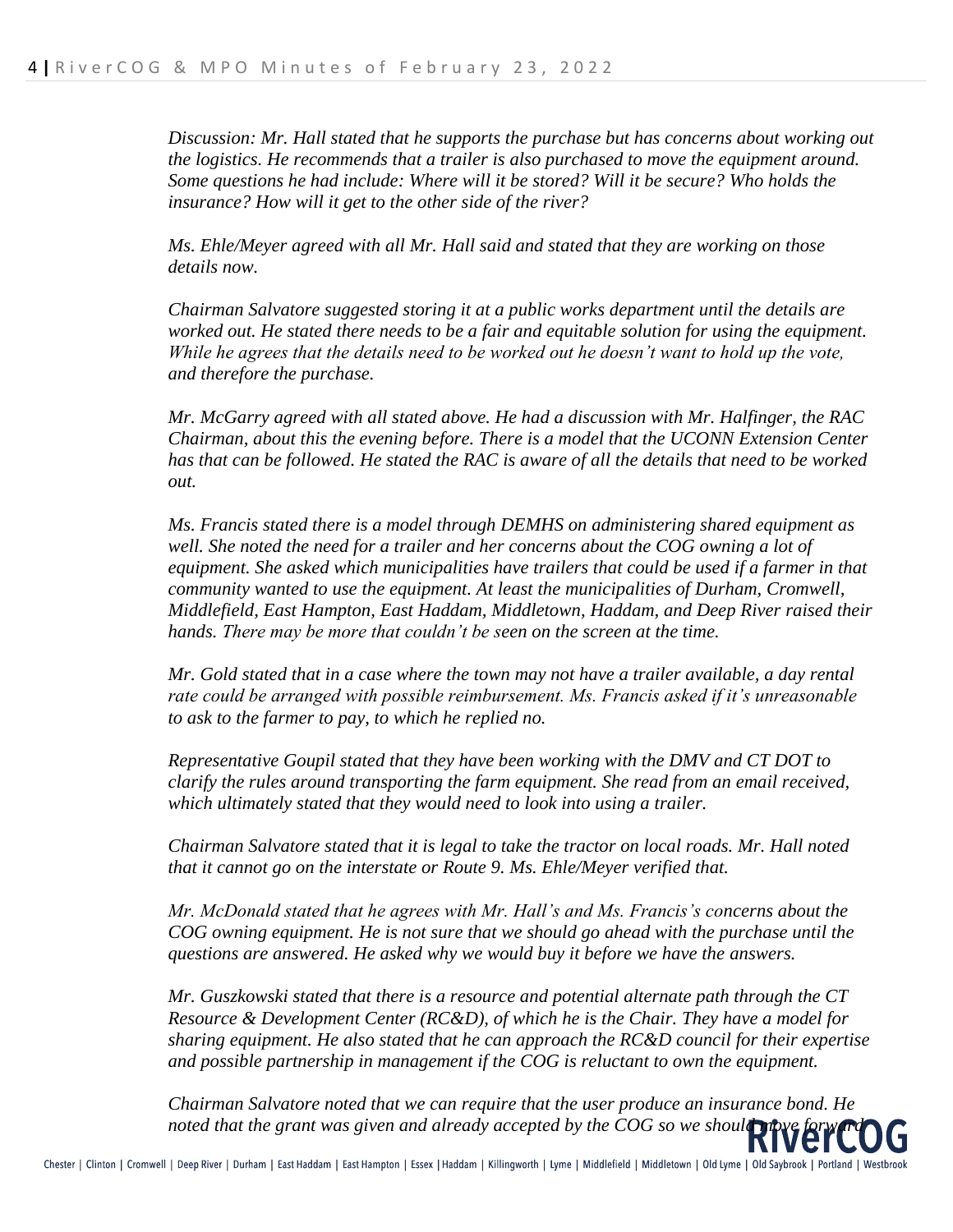*Discussion: Mr. Hall stated that he supports the purchase but has concerns about working out the logistics. He recommends that a trailer is also purchased to move the equipment around. Some questions he had include: Where will it be stored? Will it be secure? Who holds the insurance? How will it get to the other side of the river?*

*Ms. Ehle/Meyer agreed with all Mr. Hall said and stated that they are working on those details now.*

*Chairman Salvatore suggested storing it at a public works department until the details are worked out. He stated there needs to be a fair and equitable solution for using the equipment. While he agrees that the details need to be worked out he doesn't want to hold up the vote, and therefore the purchase.*

*Mr. McGarry agreed with all stated above. He had a discussion with Mr. Halfinger, the RAC Chairman, about this the evening before. There is a model that the UCONN Extension Center has that can be followed. He stated the RAC is aware of all the details that need to be worked out.*

*Ms. Francis stated there is a model through DEMHS on administering shared equipment as well. She noted the need for a trailer and her concerns about the COG owning a lot of equipment. She asked which municipalities have trailers that could be used if a farmer in that community wanted to use the equipment. At least the municipalities of Durham, Cromwell, Middlefield, East Hampton, East Haddam, Middletown, Haddam, and Deep River raised their hands. There may be more that couldn't be seen on the screen at the time.*

*Mr. Gold stated that in a case where the town may not have a trailer available, a day rental rate could be arranged with possible reimbursement. Ms. Francis asked if it's unreasonable to ask to the farmer to pay, to which he replied no.*

*Representative Goupil stated that they have been working with the DMV and CT DOT to clarify the rules around transporting the farm equipment. She read from an email received, which ultimately stated that they would need to look into using a trailer.*

*Chairman Salvatore stated that it is legal to take the tractor on local roads. Mr. Hall noted that it cannot go on the interstate or Route 9. Ms. Ehle/Meyer verified that.*

*Mr. McDonald stated that he agrees with Mr. Hall's and Ms. Francis's concerns about the COG owning equipment. He is not sure that we should go ahead with the purchase until the questions are answered. He asked why we would buy it before we have the answers.*

*Mr. Guszkowski stated that there is a resource and potential alternate path through the CT Resource & Development Center (RC&D), of which he is the Chair. They have a model for sharing equipment. He also stated that he can approach the RC&D council for their expertise and possible partnership in management if the COG is reluctant to own the equipment.*

*Chairman Salvatore noted that we can require that the user produce an insurance bond. He noted that the grant was given and already accepted by the COG so we should move forward*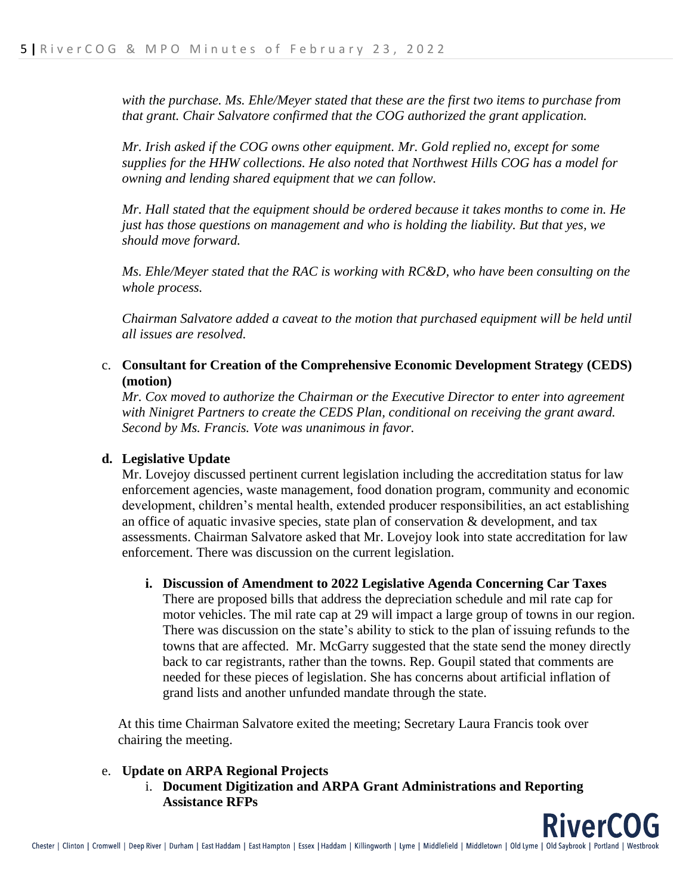*with the purchase. Ms. Ehle/Meyer stated that these are the first two items to purchase from that grant. Chair Salvatore confirmed that the COG authorized the grant application.*

*Mr. Irish asked if the COG owns other equipment. Mr. Gold replied no, except for some supplies for the HHW collections. He also noted that Northwest Hills COG has a model for owning and lending shared equipment that we can follow.*

*Mr. Hall stated that the equipment should be ordered because it takes months to come in. He just has those questions on management and who is holding the liability. But that yes, we should move forward.*

*Ms. Ehle/Meyer stated that the RAC is working with RC&D, who have been consulting on the whole process.*

*Chairman Salvatore added a caveat to the motion that purchased equipment will be held until all issues are resolved.*

c. **Consultant for Creation of the Comprehensive Economic Development Strategy (CEDS) (motion)**

   *Mr. Cox moved to authorize the Chairman or the Executive Director to enter into agreement with Ninigret Partners to create the CEDS Plan, conditional on receiving the grant award. Second by Ms. Francis. Vote was unanimous in favor.*

**d. Legislative Update**

Mr. Lovejoy discussed pertinent current legislation including the accreditation status for law enforcement agencies, waste management, food donation program, community and economic development, children's mental health, extended producer responsibilities, an act establishing an office of aquatic invasive species, state plan of conservation & development, and tax assessments. Chairman Salvatore asked that Mr. Lovejoy look into state accreditation for law enforcement. There was discussion on the current legislation.

**i. Discussion of Amendment to 2022 Legislative Agenda Concerning Car Taxes**

There are proposed bills that address the depreciation schedule and mil rate cap for motor vehicles. The mil rate cap at 29 will impact a large group of towns in our region. There was discussion on the state's ability to stick to the plan of issuing refunds to the towns that are affected. Mr. McGarry suggested that the state send the money directly back to car registrants, rather than the towns. Rep. Goupil stated that comments are needed for these pieces of legislation. She has concerns about artificial inflation of grand lists and another unfunded mandate through the state.

At this time Chairman Salvatore exited the meeting; Secretary Laura Francis took over chairing the meeting.

e. **Update on ARPA Regional Projects**

   i. **Document Digitization and ARPA Grant Administrations and Reporting Assistance RFPs**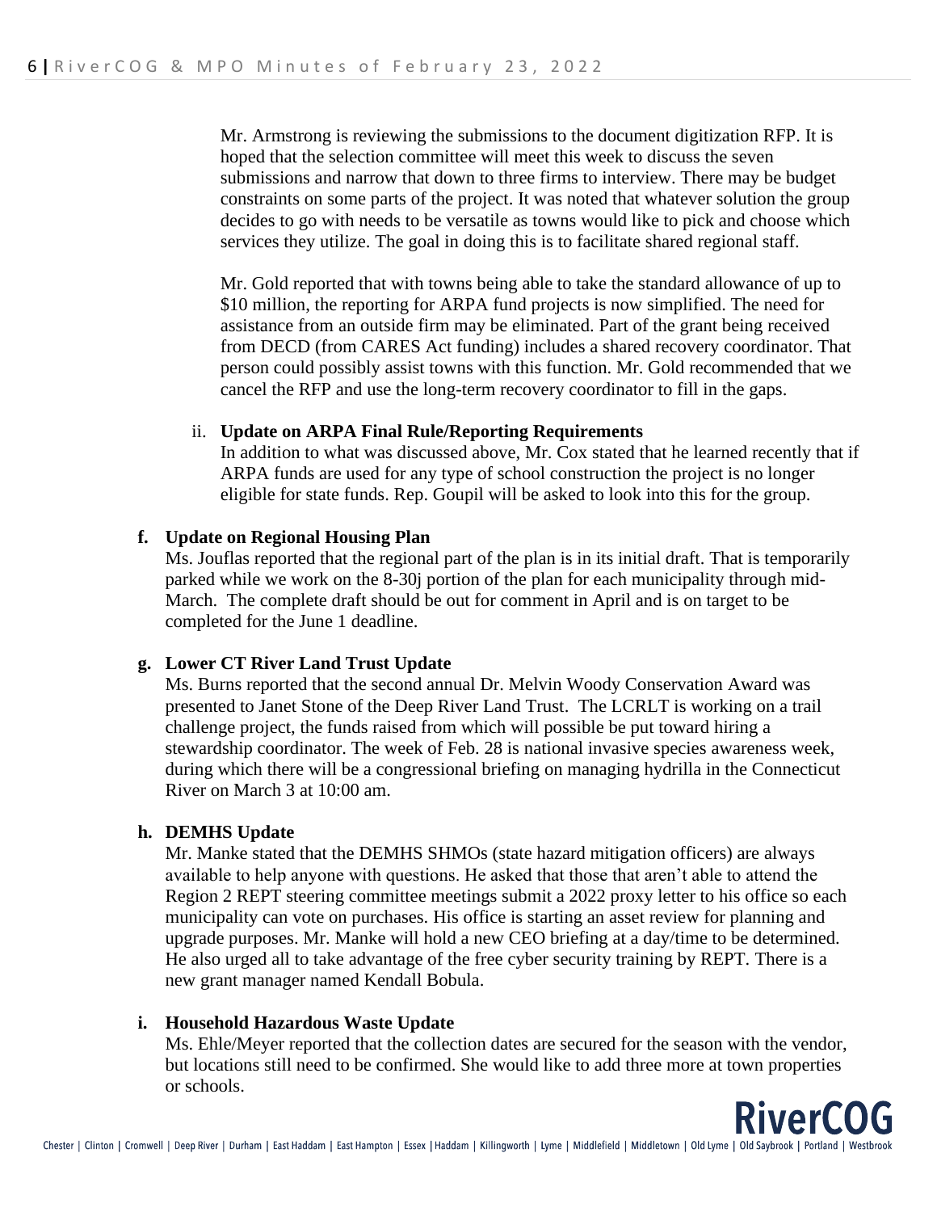Mr. Armstrong is reviewing the submissions to the document digitization RFP. It is hoped that the selection committee will meet this week to discuss the seven submissions and narrow that down to three firms to interview. There may be budget constraints on some parts of the project. It was noted that whatever solution the group decides to go with needs to be versatile as towns would like to pick and choose which services they utilize. The goal in doing this is to facilitate shared regional staff.

Mr. Gold reported that with towns being able to take the standard allowance of up to \$10 million, the reporting for ARPA fund projects is now simplified. The need for assistance from an outside firm may be eliminated. Part of the grant being received from DECD (from CARES Act funding) includes a shared recovery coordinator. That person could possibly assist towns with this function. Mr. Gold recommended that we cancel the RFP and use the long-term recovery coordinator to fill in the gaps.

ii. **Update on ARPA Final Rule/Reporting Requirements**
In addition to what was discussed above, Mr. Cox stated that he learned recently that if ARPA funds are used for any type of school construction the project is no longer eligible for state funds. Rep. Goupil will be asked to look into this for the group.

**f. Update on Regional Housing Plan**

Ms. Jouflas reported that the regional part of the plan is in its initial draft. That is temporarily parked while we work on the 8-30j portion of the plan for each municipality through mid-March. The complete draft should be out for comment in April and is on target to be completed for the June 1 deadline.

**g. Lower CT River Land Trust Update**

Ms. Burns reported that the second annual Dr. Melvin Woody Conservation Award was presented to Janet Stone of the Deep River Land Trust. The LCRLT is working on a trail challenge project, the funds raised from which will possible be put toward hiring a stewardship coordinator. The week of Feb. 28 is national invasive species awareness week, during which there will be a congressional briefing on managing hydrilla in the Connecticut River on March 3 at 10:00 am.

**h. DEMHS Update**

Mr. Manke stated that the DEMHS SHMOs (state hazard mitigation officers) are always available to help anyone with questions. He asked that those that aren't able to attend the Region 2 REPT steering committee meetings submit a 2022 proxy letter to his office so each municipality can vote on purchases. His office is starting an asset review for planning and upgrade purposes. Mr. Manke will hold a new CEO briefing at a day/time to be determined. He also urged all to take advantage of the free cyber security training by REPT. There is a new grant manager named Kendall Bobula.

**i. Household Hazardous Waste Update**

Ms. Ehle/Meyer reported that the collection dates are secured for the season with the vendor, but locations still need to be confirmed. She would like to add three more at town properties or schools.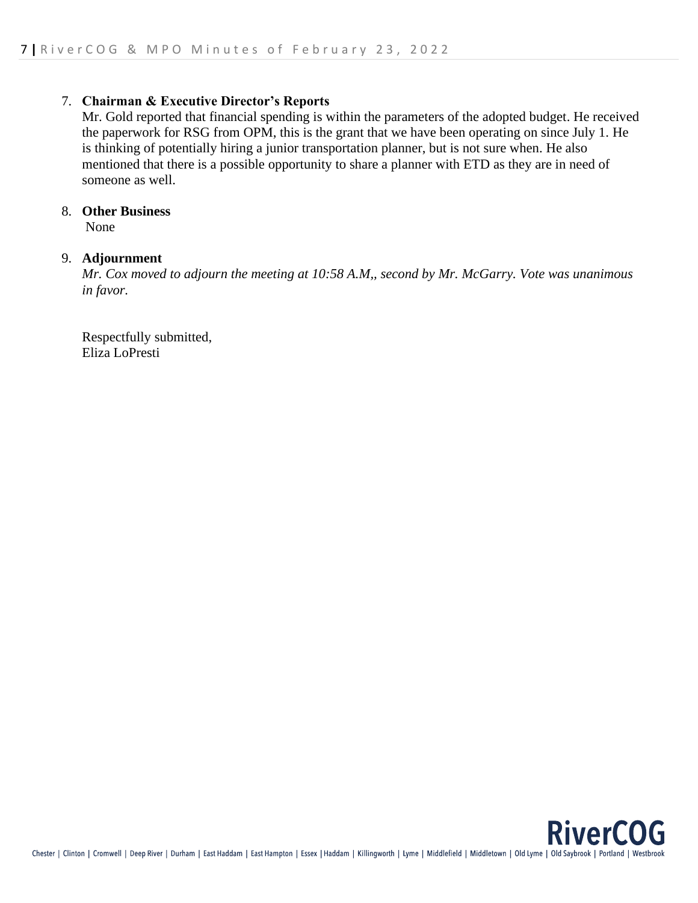7. **Chairman & Executive Director's Reports**
   Mr. Gold reported that financial spending is within the parameters of the adopted budget. He received the paperwork for RSG from OPM, this is the grant that we have been operating on since July 1. He is thinking of potentially hiring a junior transportation planner, but is not sure when. He also mentioned that there is a possible opportunity to share a planner with ETD as they are in need of someone as well.

8. **Other Business**
   None

9. **Adjournment**
   *Mr. Cox moved to adjourn the meeting at 10:58 A.M,, second by Mr. McGarry. Vote was unanimous in favor.*

Respectfully submitted,
Eliza LoPresti